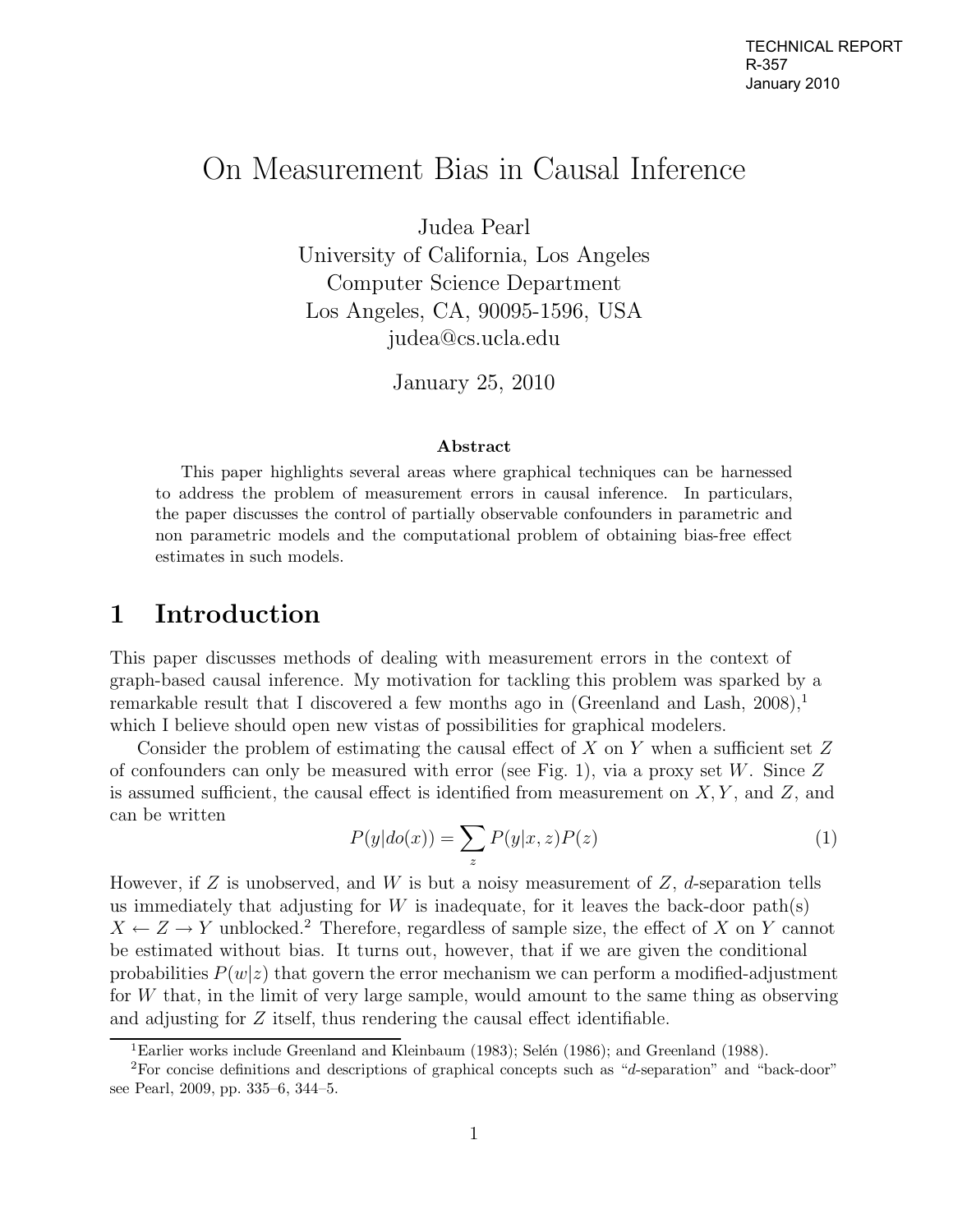TECHNICAL REPORT
R-357
January 2010

# On Measurement Bias in Causal Inference

Judea Pearl
University of California, Los Angeles
Computer Science Department
Los Angeles, CA, 90095-1596, USA
judea@cs.ucla.edu

January 25, 2010

**Abstract**

This paper highlights several areas where graphical techniques can be harnessed to address the problem of measurement errors in causal inference. In particulars, the paper discusses the control of partially observable confounders in parametric and non parametric models and the computational problem of obtaining bias-free effect estimates in such models.

## 1 Introduction

This paper discusses methods of dealing with measurement errors in the context of graph-based causal inference. My motivation for tackling this problem was sparked by a remarkable result that I discovered a few months ago in (Greenland and Lash, 2008),[1] which I believe should open new vistas of possibilities for graphical modelers.

Consider the problem of estimating the causal effect of $X$ on $Y$ when a sufficient set $Z$ of confounders can only be measured with error (see Fig. 1), via a proxy set $W$. Since $Z$ is assumed sufficient, the causal effect is identified from measurement on $X, Y$, and $Z$, and can be written

$$P(y|do(x)) = \sum_z P(y|x, z)P(z) \tag{1}$$

However, if $Z$ is unobserved, and $W$ is but a noisy measurement of $Z$, $d$-separation tells us immediately that adjusting for $W$ is inadequate, for it leaves the back-door path(s) $X \leftarrow Z \rightarrow Y$ unblocked.[2] Therefore, regardless of sample size, the effect of $X$ on $Y$ cannot be estimated without bias. It turns out, however, that if we are given the conditional probabilities $P(w|z)$ that govern the error mechanism we can perform a modified-adjustment for $W$ that, in the limit of very large sample, would amount to the same thing as observing and adjusting for $Z$ itself, thus rendering the causal effect identifiable.

[1] Earlier works include Greenland and Kleinbaum (1983); Selén (1986); and Greenland (1988).

[2] For concise definitions and descriptions of graphical concepts such as "$d$-separation" and "back-door" see Pearl, 2009, pp. 335–6, 344–5.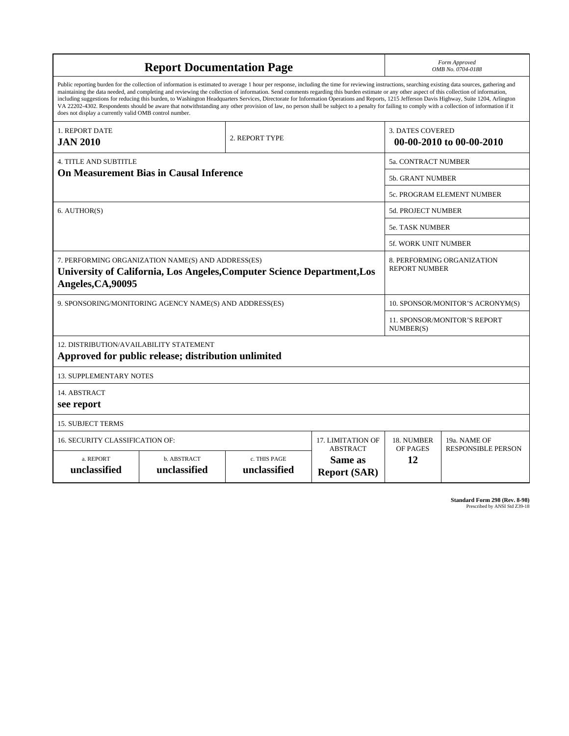# Report Documentation Page

*Form Approved*
*OMB No. 0704-0188*

Public reporting burden for the collection of information is estimated to average 1 hour per response, including the time for reviewing instructions, searching existing data sources, gathering and maintaining the data needed, and completing and reviewing the collection of information. Send comments regarding this burden estimate or any other aspect of this collection of information, including suggestions for reducing this burden, to Washington Headquarters Services, Directorate for Information Operations and Reports, 1215 Jefferson Davis Highway, Suite 1204, Arlington VA 22202-4302. Respondents should be aware that notwithstanding any other provision of law, no person shall be subject to a penalty for failing to comply with a collection of information if it does not display a currently valid OMB control number.

| 1. REPORT DATE | 2. REPORT TYPE | 3. DATES COVERED |
|---|---|---|
| **JAN 2010** | | **00-00-2010 to 00-00-2010** |

| 4. TITLE AND SUBTITLE | |
|---|---|
| **On Measurement Bias in Causal Inference** | 5a. CONTRACT NUMBER |
| | 5b. GRANT NUMBER |
| | 5c. PROGRAM ELEMENT NUMBER |
| 6. AUTHOR(S) | 5d. PROJECT NUMBER |
| | 5e. TASK NUMBER |
| | 5f. WORK UNIT NUMBER |
| 7. PERFORMING ORGANIZATION NAME(S) AND ADDRESS(ES) **University of California, Los Angeles,Computer Science Department,Los Angeles,CA,90095** | 8. PERFORMING ORGANIZATION REPORT NUMBER |
| 9. SPONSORING/MONITORING AGENCY NAME(S) AND ADDRESS(ES) | 10. SPONSOR/MONITOR'S ACRONYM(S) |
| | 11. SPONSOR/MONITOR'S REPORT NUMBER(S) |

12. DISTRIBUTION/AVAILABILITY STATEMENT
**Approved for public release; distribution unlimited**

13. SUPPLEMENTARY NOTES

14. ABSTRACT
**see report**

15. SUBJECT TERMS

| 16. SECURITY CLASSIFICATION OF: | | | 17. LIMITATION OF ABSTRACT | 18. NUMBER OF PAGES | 19a. NAME OF RESPONSIBLE PERSON |
|---|---|---|---|---|---|
| a. REPORT | b. ABSTRACT | c. THIS PAGE | | | |
| **unclassified** | **unclassified** | **unclassified** | **Same as Report (SAR)** | **12** | |

**Standard Form 298 (Rev. 8-98)**
Prescribed by ANSI Std Z39-18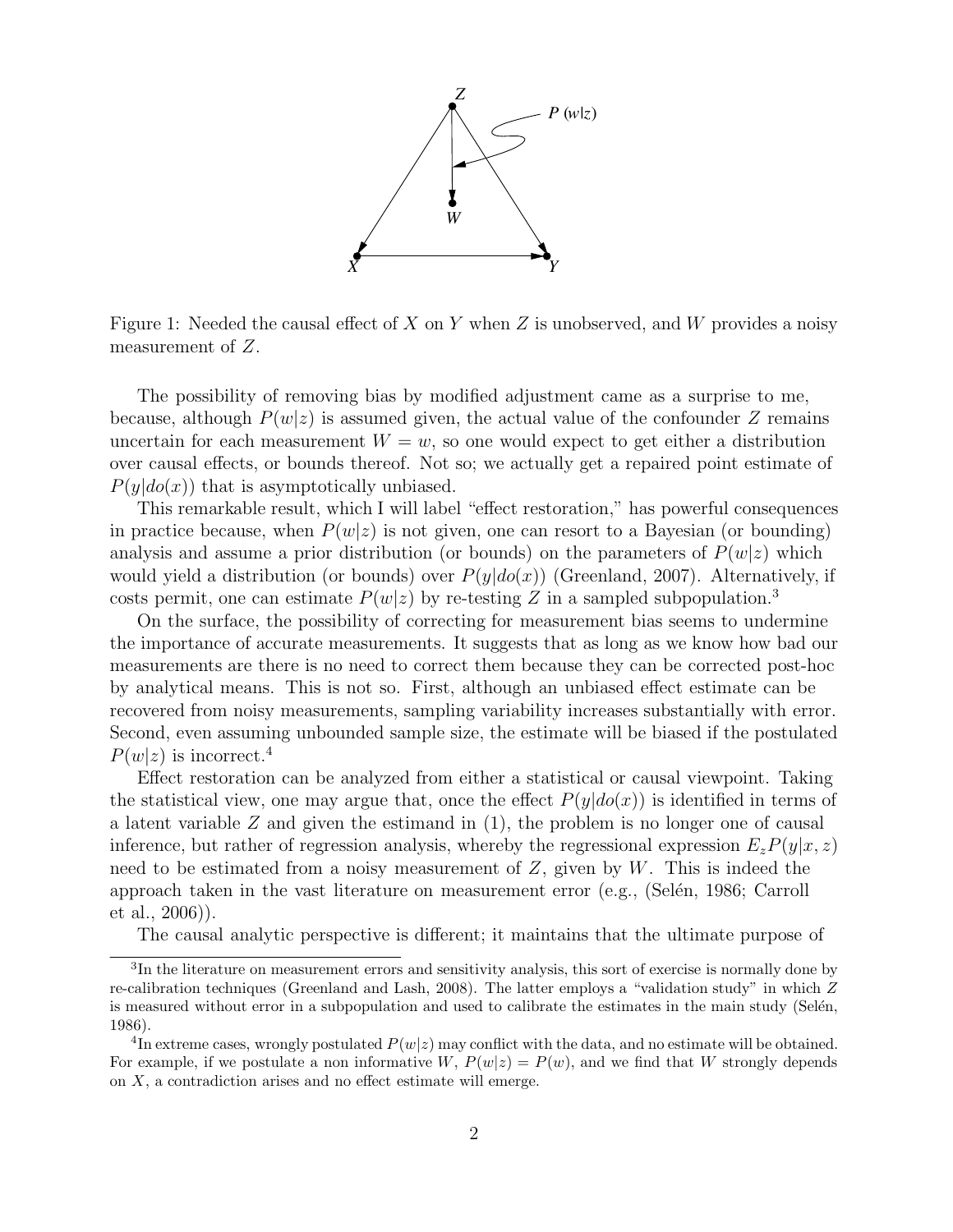Figure 1: Needed the causal effect of $X$ on $Y$ when $Z$ is unobserved, and $W$ provides a noisy measurement of $Z$.

The possibility of removing bias by modified adjustment came as a surprise to me, because, although $P(w|z)$ is assumed given, the actual value of the confounder $Z$ remains uncertain for each measurement $W = w$, so one would expect to get either a distribution over causal effects, or bounds thereof. Not so; we actually get a repaired point estimate of $P(y|do(x))$ that is asymptotically unbiased.

This remarkable result, which I will label "effect restoration," has powerful consequences in practice because, when $P(w|z)$ is not given, one can resort to a Bayesian (or bounding) analysis and assume a prior distribution (or bounds) on the parameters of $P(w|z)$ which would yield a distribution (or bounds) over $P(y|do(x))$ (Greenland, 2007). Alternatively, if costs permit, one can estimate $P(w|z)$ by re-testing $Z$ in a sampled subpopulation.[3]

On the surface, the possibility of correcting for measurement bias seems to undermine the importance of accurate measurements. It suggests that as long as we know how bad our measurements are there is no need to correct them because they can be corrected post-hoc by analytical means. This is not so. First, although an unbiased effect estimate can be recovered from noisy measurements, sampling variability increases substantially with error. Second, even assuming unbounded sample size, the estimate will be biased if the postulated $P(w|z)$ is incorrect.[4]

Effect restoration can be analyzed from either a statistical or causal viewpoint. Taking the statistical view, one may argue that, once the effect $P(y|do(x))$ is identified in terms of a latent variable $Z$ and given the estimand in (1), the problem is no longer one of causal inference, but rather of regression analysis, whereby the regressional expression $E_z P(y|x, z)$ need to be estimated from a noisy measurement of $Z$, given by $W$. This is indeed the approach taken in the vast literature on measurement error (e.g., (Selén, 1986; Carroll et al., 2006)).

The causal analytic perspective is different; it maintains that the ultimate purpose of

[3] In the literature on measurement errors and sensitivity analysis, this sort of exercise is normally done by re-calibration techniques (Greenland and Lash, 2008). The latter employs a "validation study" in which $Z$ is measured without error in a subpopulation and used to calibrate the estimates in the main study (Selén, 1986).

[4] In extreme cases, wrongly postulated $P(w|z)$ may conflict with the data, and no estimate will be obtained. For example, if we postulate a non informative $W$, $P(w|z) = P(w)$, and we find that $W$ strongly depends on $X$, a contradiction arises and no effect estimate will emerge.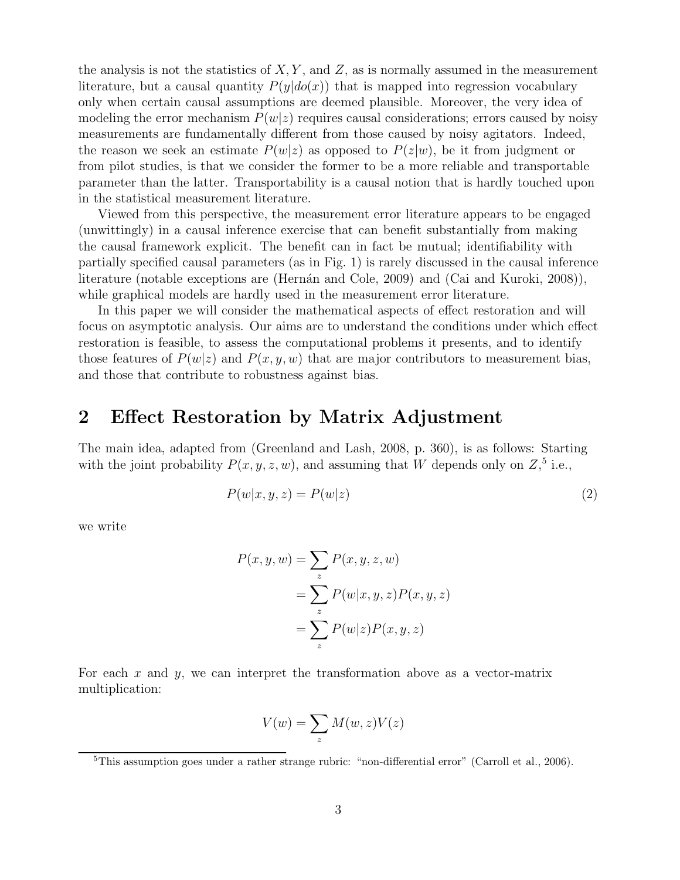the analysis is not the statistics of $X, Y$, and $Z$, as is normally assumed in the measurement literature, but a causal quantity $P(y|do(x))$ that is mapped into regression vocabulary only when certain causal assumptions are deemed plausible. Moreover, the very idea of modeling the error mechanism $P(w|z)$ requires causal considerations; errors caused by noisy measurements are fundamentally different from those caused by noisy agitators. Indeed, the reason we seek an estimate $P(w|z)$ as opposed to $P(z|w)$, be it from judgment or from pilot studies, is that we consider the former to be a more reliable and transportable parameter than the latter. Transportability is a causal notion that is hardly touched upon in the statistical measurement literature.

Viewed from this perspective, the measurement error literature appears to be engaged (unwittingly) in a causal inference exercise that can benefit substantially from making the causal framework explicit. The benefit can in fact be mutual; identifiability with partially specified causal parameters (as in Fig. 1) is rarely discussed in the causal inference literature (notable exceptions are (Hernán and Cole, 2009) and (Cai and Kuroki, 2008)), while graphical models are hardly used in the measurement error literature.

In this paper we will consider the mathematical aspects of effect restoration and will focus on asymptotic analysis. Our aims are to understand the conditions under which effect restoration is feasible, to assess the computational problems it presents, and to identify those features of $P(w|z)$ and $P(x, y, w)$ that are major contributors to measurement bias, and those that contribute to robustness against bias.

## 2 Effect Restoration by Matrix Adjustment

The main idea, adapted from (Greenland and Lash, 2008, p. 360), is as follows: Starting with the joint probability $P(x, y, z, w)$, and assuming that $W$ depends only on $Z$,[5] i.e.,

$$P(w|x, y, z) = P(w|z) \tag{2}$$

we write

$$\begin{aligned}
P(x, y, w) &= \sum_z P(x, y, z, w) \\
&= \sum_z P(w|x, y, z) P(x, y, z) \\
&= \sum_z P(w|z) P(x, y, z)
\end{aligned}$$

For each $x$ and $y$, we can interpret the transformation above as a vector-matrix multiplication:

$$V(w) = \sum_z M(w, z) V(z)$$

[5] This assumption goes under a rather strange rubric: "non-differential error" (Carroll et al., 2006).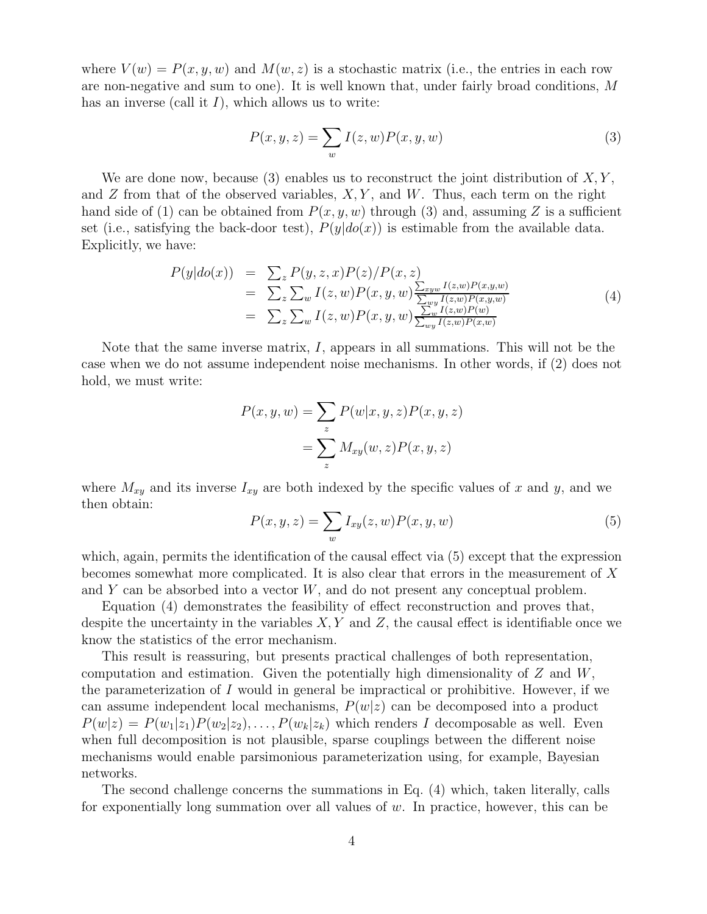where $V(w) = P(x, y, w)$ and $M(w, z)$ is a stochastic matrix (i.e., the entries in each row are non-negative and sum to one). It is well known that, under fairly broad conditions, $M$ has an inverse (call it $I$), which allows us to write:

$$P(x, y, z) = \sum_{w} I(z, w) P(x, y, w) \tag{3}$$

We are done now, because (3) enables us to reconstruct the joint distribution of $X, Y$, and $Z$ from that of the observed variables, $X, Y$, and $W$. Thus, each term on the right hand side of (1) can be obtained from $P(x, y, w)$ through (3) and, assuming $Z$ is a sufficient set (i.e., satisfying the back-door test), $P(y|do(x))$ is estimable from the available data. Explicitly, we have:

$$\begin{aligned} P(y|do(x)) &= \sum_z P(y, z, x) P(z) / P(x, z) \\ &= \sum_z \sum_w I(z, w) P(x, y, w) \frac{\sum_{xyw} I(z,w) P(x,y,w)}{\sum_{wy} I(z,w) P(x,y,w)} \\ &= \sum_z \sum_w I(z, w) P(x, y, w) \frac{\sum_w I(z,w) P(w)}{\sum_{wy} I(z,w) P(x,w)} \end{aligned} \tag{4}$$

Note that the same inverse matrix, $I$, appears in all summations. This will not be the case when we do not assume independent noise mechanisms. In other words, if (2) does not hold, we must write:

$$\begin{aligned} P(x, y, w) &= \sum_z P(w|x, y, z) P(x, y, z) \\ &= \sum_z M_{xy}(w, z) P(x, y, z) \end{aligned}$$

where $M_{xy}$ and its inverse $I_{xy}$ are both indexed by the specific values of $x$ and $y$, and we then obtain:

$$P(x, y, z) = \sum_w I_{xy}(z, w) P(x, y, w) \tag{5}$$

which, again, permits the identification of the causal effect via (5) except that the expression becomes somewhat more complicated. It is also clear that errors in the measurement of $X$ and $Y$ can be absorbed into a vector $W$, and do not present any conceptual problem.

Equation (4) demonstrates the feasibility of effect reconstruction and proves that, despite the uncertainty in the variables $X, Y$ and $Z$, the causal effect is identifiable once we know the statistics of the error mechanism.

This result is reassuring, but presents practical challenges of both representation, computation and estimation. Given the potentially high dimensionality of $Z$ and $W$, the parameterization of $I$ would in general be impractical or prohibitive. However, if we can assume independent local mechanisms, $P(w|z)$ can be decomposed into a product $P(w|z) = P(w_1|z_1)P(w_2|z_2), \ldots, P(w_k|z_k)$ which renders $I$ decomposable as well. Even when full decomposition is not plausible, sparse couplings between the different noise mechanisms would enable parsimonious parameterization using, for example, Bayesian networks.

The second challenge concerns the summations in Eq. (4) which, taken literally, calls for exponentially long summation over all values of $w$. In practice, however, this can be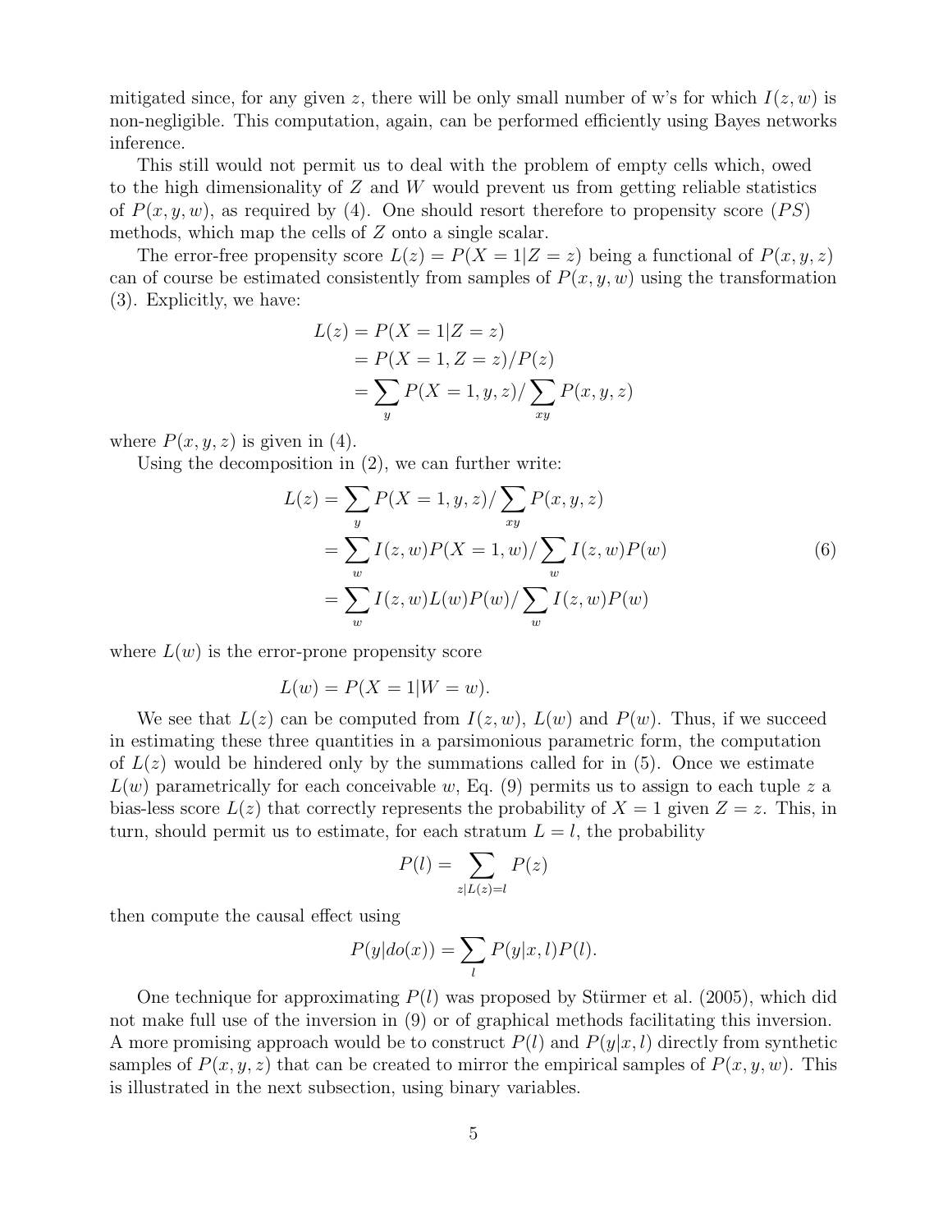mitigated since, for any given $z$, there will be only small number of w's for which $I(z, w)$ is non-negligible. This computation, again, can be performed efficiently using Bayes networks inference.

This still would not permit us to deal with the problem of empty cells which, owed to the high dimensionality of $Z$ and $W$ would prevent us from getting reliable statistics of $P(x, y, w)$, as required by (4). One should resort therefore to propensity score ($PS$) methods, which map the cells of $Z$ onto a single scalar.

The error-free propensity score $L(z) = P(X = 1|Z = z)$ being a functional of $P(x, y, z)$ can of course be estimated consistently from samples of $P(x, y, w)$ using the transformation (3). Explicitly, we have:

$$
\begin{aligned}
L(z) &= P(X = 1|Z = z) \\
&= P(X = 1, Z = z)/P(z) \\
&= \sum_y P(X = 1, y, z)/\sum_{xy} P(x, y, z)
\end{aligned}
$$

where $P(x, y, z)$ is given in (4).

Using the decomposition in (2), we can further write:

$$
\begin{aligned}
L(z) &= \sum_y P(X = 1, y, z)/\sum_{xy} P(x, y, z) \\
&= \sum_w I(z, w)P(X = 1, w)/\sum_w I(z, w)P(w) \\
&= \sum_w I(z, w)L(w)P(w)/\sum_w I(z, w)P(w)
\end{aligned} \tag{6}
$$

where $L(w)$ is the error-prone propensity score

$$
L(w) = P(X = 1|W = w).
$$

We see that $L(z)$ can be computed from $I(z, w)$, $L(w)$ and $P(w)$. Thus, if we succeed in estimating these three quantities in a parsimonious parametric form, the computation of $L(z)$ would be hindered only by the summations called for in (5). Once we estimate $L(w)$ parametrically for each conceivable $w$, Eq. (9) permits us to assign to each tuple $z$ a bias-less score $L(z)$ that correctly represents the probability of $X = 1$ given $Z = z$. This, in turn, should permit us to estimate, for each stratum $L = l$, the probability

$$
P(l) = \sum_{z|L(z)=l} P(z)
$$

then compute the causal effect using

$$
P(y|do(x)) = \sum_l P(y|x, l)P(l).
$$

One technique for approximating $P(l)$ was proposed by Stürmer et al. (2005), which did not make full use of the inversion in (9) or of graphical methods facilitating this inversion. A more promising approach would be to construct $P(l)$ and $P(y|x, l)$ directly from synthetic samples of $P(x, y, z)$ that can be created to mirror the empirical samples of $P(x, y, w)$. This is illustrated in the next subsection, using binary variables.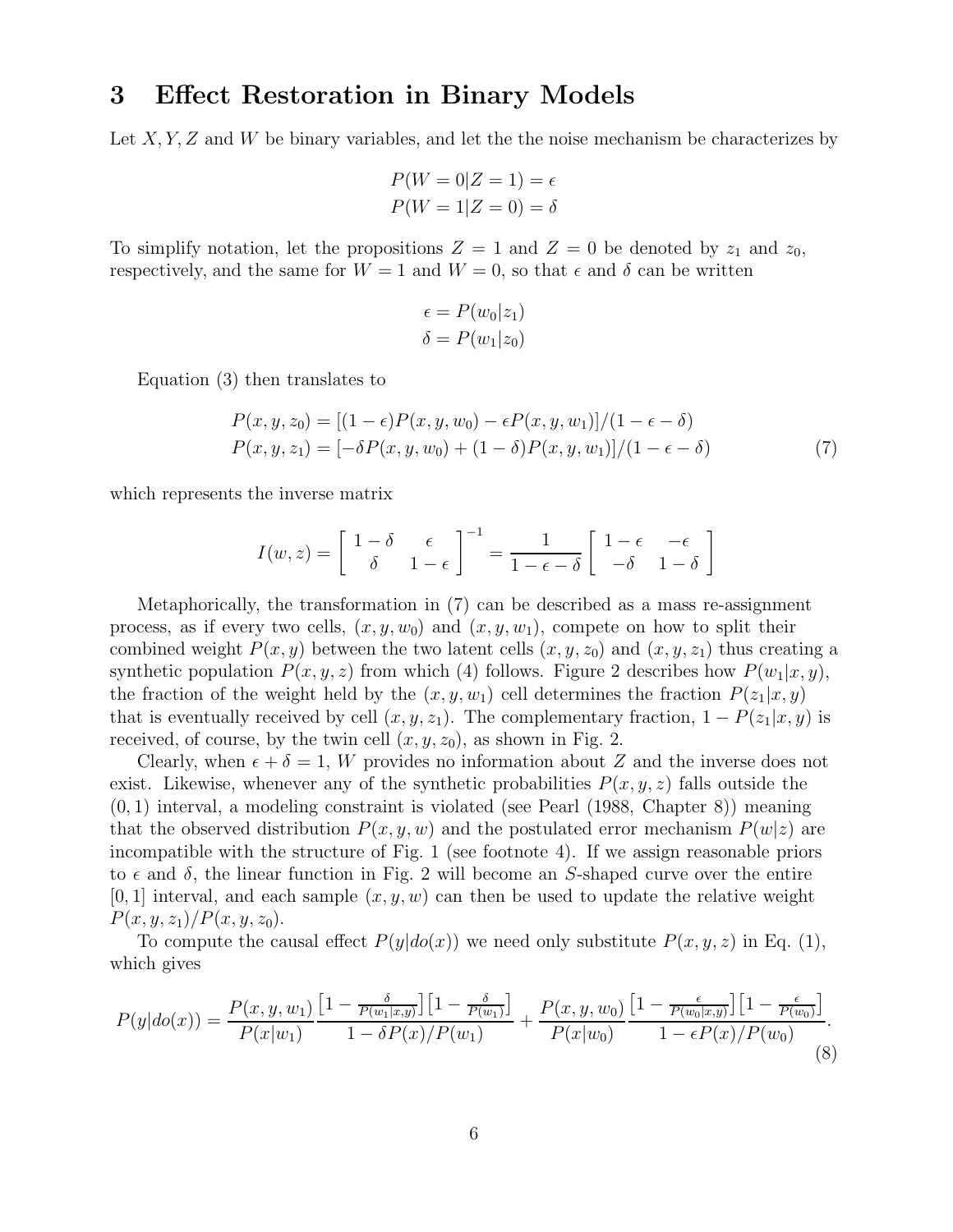# 3 Effect Restoration in Binary Models

Let $X, Y, Z$ and $W$ be binary variables, and let the the noise mechanism be characterizes by

$$
\begin{aligned}
P(W = 0|Z = 1) &= \epsilon \\
P(W = 1|Z = 0) &= \delta
\end{aligned}
$$

To simplify notation, let the propositions $Z = 1$ and $Z = 0$ be denoted by $z_1$ and $z_0$, respectively, and the same for $W = 1$ and $W = 0$, so that $\epsilon$ and $\delta$ can be written

$$
\begin{aligned}
\epsilon &= P(w_0|z_1) \\
\delta &= P(w_1|z_0)
\end{aligned}
$$

Equation (3) then translates to

$$
\begin{aligned}
P(x, y, z_0) &= [(1-\epsilon)P(x, y, w_0) - \epsilon P(x, y, w_1)]/(1-\epsilon-\delta) \\
P(x, y, z_1) &= [-\delta P(x, y, w_0) + (1-\delta)P(x, y, w_1)]/(1-\epsilon-\delta)
\end{aligned}
\tag{7}
$$

which represents the inverse matrix

$$
I(w, z) = \begin{bmatrix} 1-\delta & \epsilon \\ \delta & 1-\epsilon \end{bmatrix}^{-1} = \frac{1}{1-\epsilon-\delta} \begin{bmatrix} 1-\epsilon & -\epsilon \\ -\delta & 1-\delta \end{bmatrix}
$$

Metaphorically, the transformation in (7) can be described as a mass re-assignment process, as if every two cells, $(x, y, w_0)$ and $(x, y, w_1)$, compete on how to split their combined weight $P(x, y)$ between the two latent cells $(x, y, z_0)$ and $(x, y, z_1)$ thus creating a synthetic population $P(x, y, z)$ from which (4) follows. Figure 2 describes how $P(w_1|x, y)$, the fraction of the weight held by the $(x, y, w_1)$ cell determines the fraction $P(z_1|x, y)$ that is eventually received by cell $(x, y, z_1)$. The complementary fraction, $1 - P(z_1|x, y)$ is received, of course, by the twin cell $(x, y, z_0)$, as shown in Fig. 2.

Clearly, when $\epsilon + \delta = 1$, $W$ provides no information about $Z$ and the inverse does not exist. Likewise, whenever any of the synthetic probabilities $P(x, y, z)$ falls outside the $(0, 1)$ interval, a modeling constraint is violated (see Pearl (1988, Chapter 8)) meaning that the observed distribution $P(x, y, w)$ and the postulated error mechanism $P(w|z)$ are incompatible with the structure of Fig. 1 (see footnote 4). If we assign reasonable priors to $\epsilon$ and $\delta$, the linear function in Fig. 2 will become an $S$-shaped curve over the entire $[0, 1]$ interval, and each sample $(x, y, w)$ can then be used to update the relative weight $P(x, y, z_1)/P(x, y, z_0)$.

To compute the causal effect $P(y|do(x))$ we need only substitute $P(x, y, z)$ in Eq. (1), which gives

$$
P(y|do(x)) = \frac{P(x, y, w_1)}{P(x|w_1)} \frac{\left[1 - \frac{\delta}{P(w_1|x,y)}\right]\left[1 - \frac{\delta}{P(w_1)}\right]}{1 - \delta P(x)/P(w_1)} + \frac{P(x, y, w_0)}{P(x|w_0)} \frac{\left[1 - \frac{\epsilon}{P(w_0|x,y)}\right]\left[1 - \frac{\epsilon}{P(w_0)}\right]}{1 - \epsilon P(x)/P(w_0)}.
\tag{8}
$$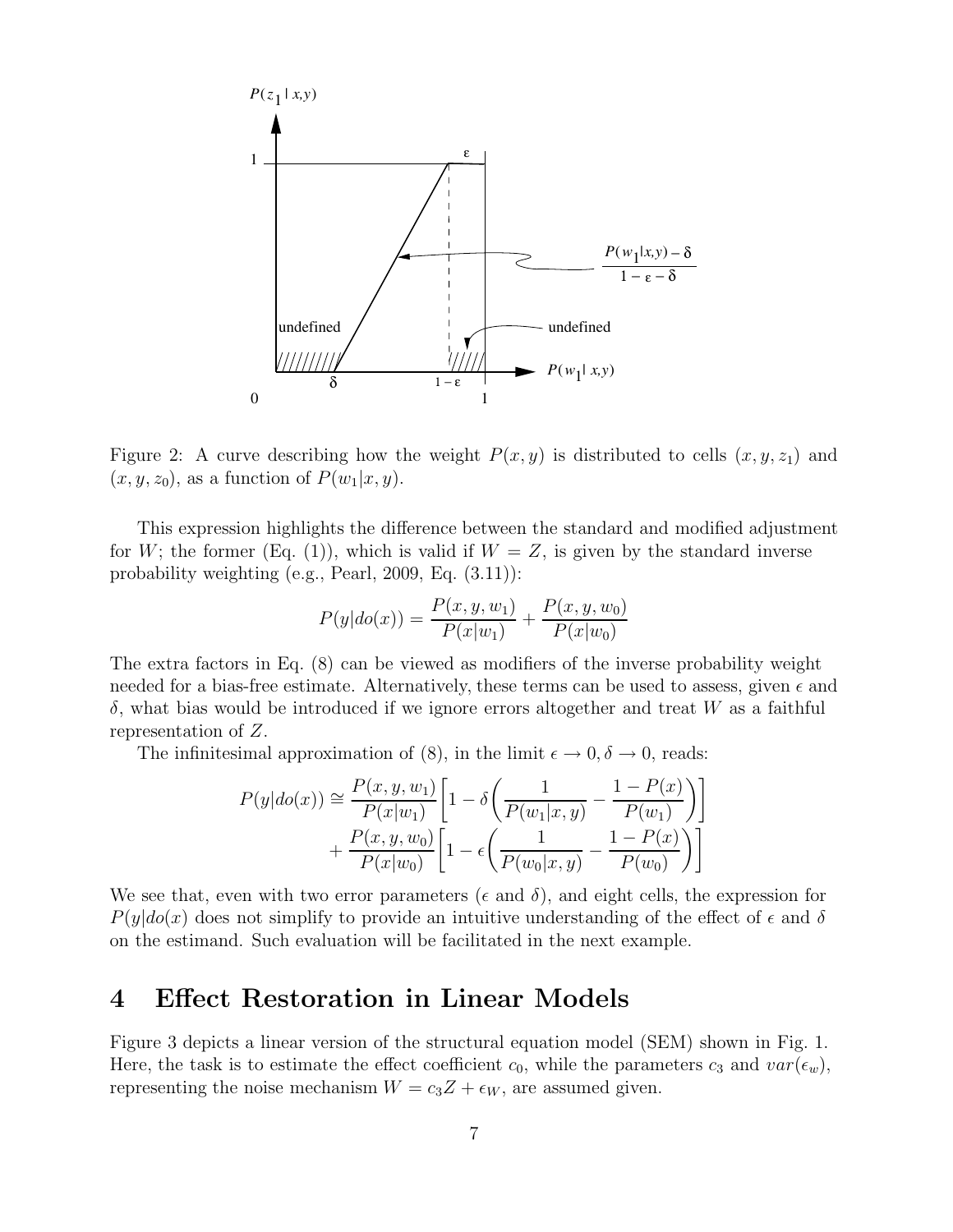Figure 2: A curve describing how the weight $P(x, y)$ is distributed to cells $(x, y, z_1)$ and $(x, y, z_0)$, as a function of $P(w_1|x, y)$.

This expression highlights the difference between the standard and modified adjustment for $W$; the former (Eq. (1)), which is valid if $W = Z$, is given by the standard inverse probability weighting (e.g., Pearl, 2009, Eq. (3.11)):

$$P(y|do(x)) = \frac{P(x, y, w_1)}{P(x|w_1)} + \frac{P(x, y, w_0)}{P(x|w_0)}$$

The extra factors in Eq. (8) can be viewed as modifiers of the inverse probability weight needed for a bias-free estimate. Alternatively, these terms can be used to assess, given $\epsilon$ and $\delta$, what bias would be introduced if we ignore errors altogether and treat $W$ as a faithful representation of $Z$.

The infinitesimal approximation of (8), in the limit $\epsilon \to 0, \delta \to 0$, reads:

$$\begin{aligned} P(y|do(x)) \cong \frac{P(x, y, w_1)}{P(x|w_1)} \left[ 1 - \delta \left( \frac{1}{P(w_1|x, y)} - \frac{1 - P(x)}{P(w_1)} \right) \right] \\ + \frac{P(x, y, w_0)}{P(x|w_0)} \left[ 1 - \epsilon \left( \frac{1}{P(w_0|x, y)} - \frac{1 - P(x)}{P(w_0)} \right) \right] \end{aligned}$$

We see that, even with two error parameters ($\epsilon$ and $\delta$), and eight cells, the expression for $P(y|do(x)$ does not simplify to provide an intuitive understanding of the effect of $\epsilon$ and $\delta$ on the estimand. Such evaluation will be facilitated in the next example.

# 4 Effect Restoration in Linear Models

Figure 3 depicts a linear version of the structural equation model (SEM) shown in Fig. 1. Here, the task is to estimate the effect coefficient $c_0$, while the parameters $c_3$ and $var(\epsilon_w)$, representing the noise mechanism $W = c_3 Z + \epsilon_W$, are assumed given.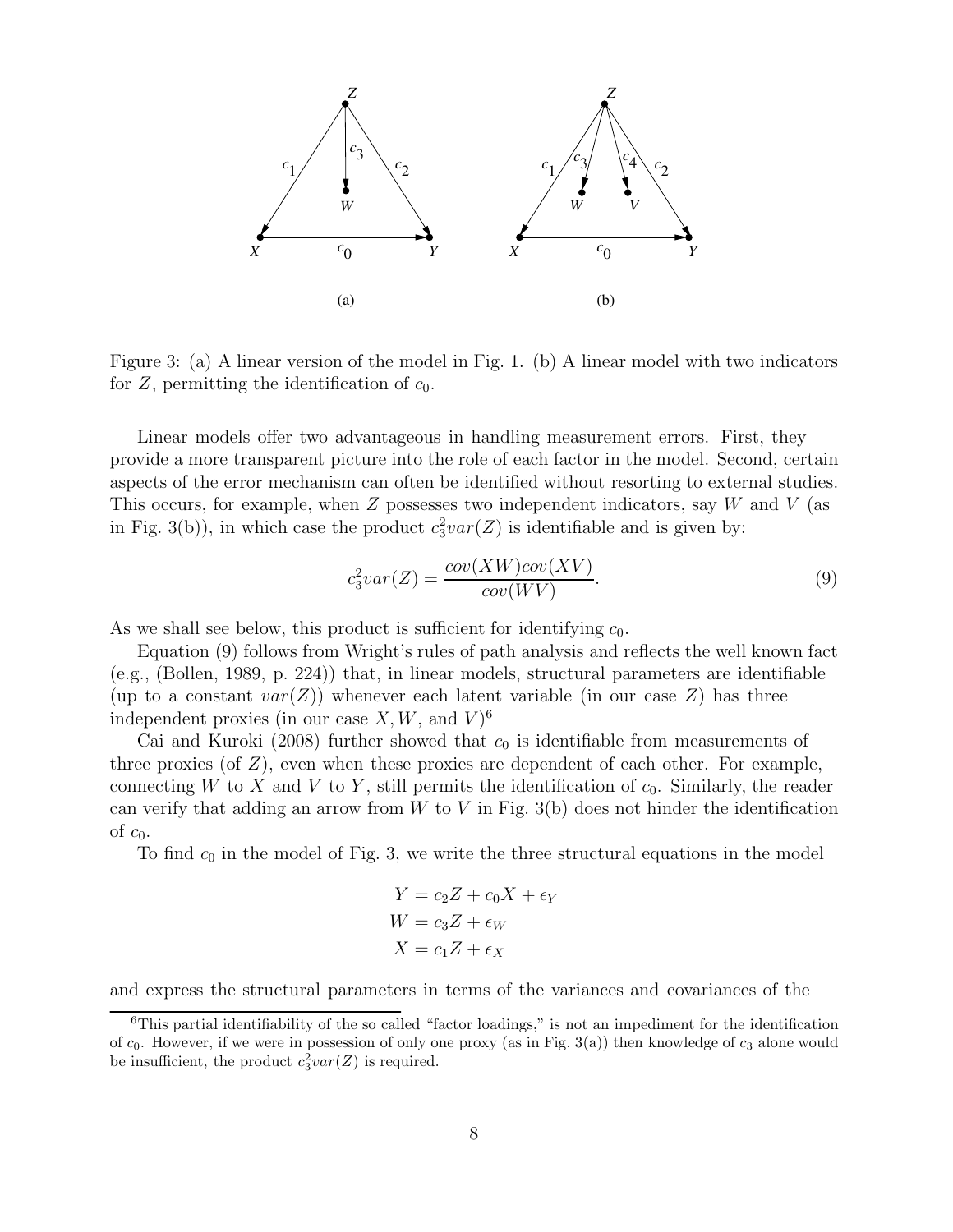Figure 3: (a) A linear version of the model in Fig. 1. (b) A linear model with two indicators for $Z$, permitting the identification of $c_0$.

Linear models offer two advantageous in handling measurement errors. First, they provide a more transparent picture into the role of each factor in the model. Second, certain aspects of the error mechanism can often be identified without resorting to external studies. This occurs, for example, when $Z$ possesses two independent indicators, say $W$ and $V$ (as in Fig. 3(b)), in which case the product $c_3^2 var(Z)$ is identifiable and is given by:

$$c_3^2 var(Z) = \frac{cov(XW)cov(XV)}{cov(WV)}. \tag{9}$$

As we shall see below, this product is sufficient for identifying $c_0$.

Equation (9) follows from Wright's rules of path analysis and reflects the well known fact (e.g., (Bollen, 1989, p. 224)) that, in linear models, structural parameters are identifiable (up to a constant $var(Z)$) whenever each latent variable (in our case $Z$) has three independent proxies (in our case $X, W$, and $V$)[6]

Cai and Kuroki (2008) further showed that $c_0$ is identifiable from measurements of three proxies (of $Z$), even when these proxies are dependent of each other. For example, connecting $W$ to $X$ and $V$ to $Y$, still permits the identification of $c_0$. Similarly, the reader can verify that adding an arrow from $W$ to $V$ in Fig. 3(b) does not hinder the identification of $c_0$.

To find $c_0$ in the model of Fig. 3, we write the three structural equations in the model

$$\begin{aligned} Y &= c_2 Z + c_0 X + \epsilon_Y \\ W &= c_3 Z + \epsilon_W \\ X &= c_1 Z + \epsilon_X \end{aligned}$$

and express the structural parameters in terms of the variances and covariances of the

[6] This partial identifiability of the so called "factor loadings," is not an impediment for the identification of $c_0$. However, if we were in possession of only one proxy (as in Fig. 3(a)) then knowledge of $c_3$ alone would be insufficient, the product $c_3^2 var(Z)$ is required.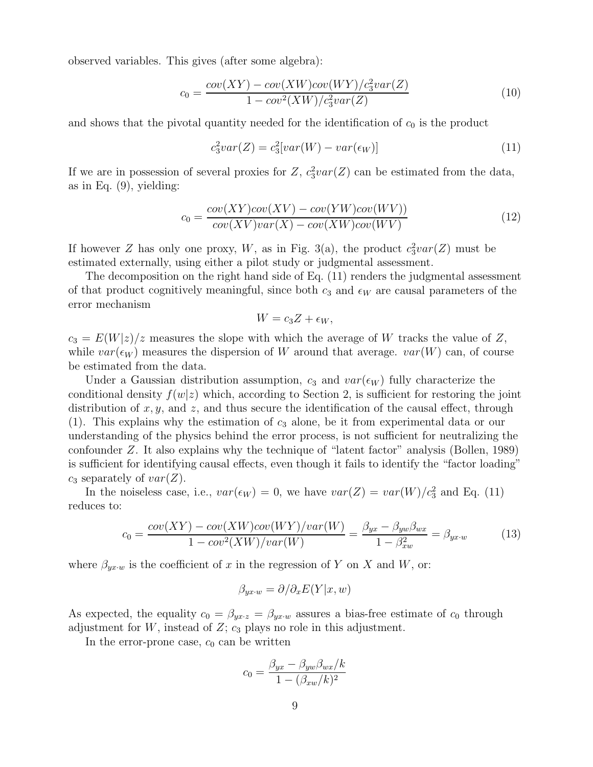observed variables. This gives (after some algebra):

$$c_0 = \frac{cov(XY) - cov(XW)cov(WY)/c_3^2 var(Z)}{1 - cov^2(XW)/c_3^2 var(Z)} \tag{10}$$

and shows that the pivotal quantity needed for the identification of $c_0$ is the product

$$c_3^2 var(Z) = c_3^2[var(W) - var(\epsilon_W)] \tag{11}$$

If we are in possession of several proxies for $Z$, $c_3^2 var(Z)$ can be estimated from the data, as in Eq. (9), yielding:

$$c_0 = \frac{cov(XY)cov(XV) - cov(YW)cov(WV))}{cov(XV)var(X) - cov(XW)cov(WV)} \tag{12}$$

If however $Z$ has only one proxy, $W$, as in Fig. 3(a), the product $c_3^2 var(Z)$ must be estimated externally, using either a pilot study or judgmental assessment.

The decomposition on the right hand side of Eq. (11) renders the judgmental assessment of that product cognitively meaningful, since both $c_3$ and $\epsilon_W$ are causal parameters of the error mechanism

$$W = c_3 Z + \epsilon_W,$$

$c_3 = E(W|z)/z$ measures the slope with which the average of $W$ tracks the value of $Z$, while $var(\epsilon_W)$ measures the dispersion of $W$ around that average. $var(W)$ can, of course be estimated from the data.

Under a Gaussian distribution assumption, $c_3$ and $var(\epsilon_W)$ fully characterize the conditional density $f(w|z)$ which, according to Section 2, is sufficient for restoring the joint distribution of $x, y$, and $z$, and thus secure the identification of the causal effect, through (1). This explains why the estimation of $c_3$ alone, be it from experimental data or our understanding of the physics behind the error process, is not sufficient for neutralizing the confounder $Z$. It also explains why the technique of "latent factor" analysis (Bollen, 1989) is sufficient for identifying causal effects, even though it fails to identify the "factor loading" $c_3$ separately of $var(Z)$.

In the noiseless case, i.e., $var(\epsilon_W) = 0$, we have $var(Z) = var(W)/c_3^2$ and Eq. (11) reduces to:

$$c_0 = \frac{cov(XY) - cov(XW)cov(WY)/var(W)}{1 - cov^2(XW)/var(W)} = \frac{\beta_{yx} - \beta_{yw}\beta_{wx}}{1 - \beta_{xw}^2} = \beta_{yx \cdot w} \tag{13}$$

where $\beta_{yx \cdot w}$ is the coefficient of $x$ in the regression of $Y$ on $X$ and $W$, or:

$$\beta_{yx \cdot w} = \partial/\partial_x E(Y|x, w)$$

As expected, the equality $c_0 = \beta_{yx \cdot z} = \beta_{yx \cdot w}$ assures a bias-free estimate of $c_0$ through adjustment for $W$, instead of $Z$; $c_3$ plays no role in this adjustment.

In the error-prone case, $c_0$ can be written

$$c_0 = \frac{\beta_{yx} - \beta_{yw}\beta_{wx}/k}{1 - (\beta_{xw}/k)^2}$$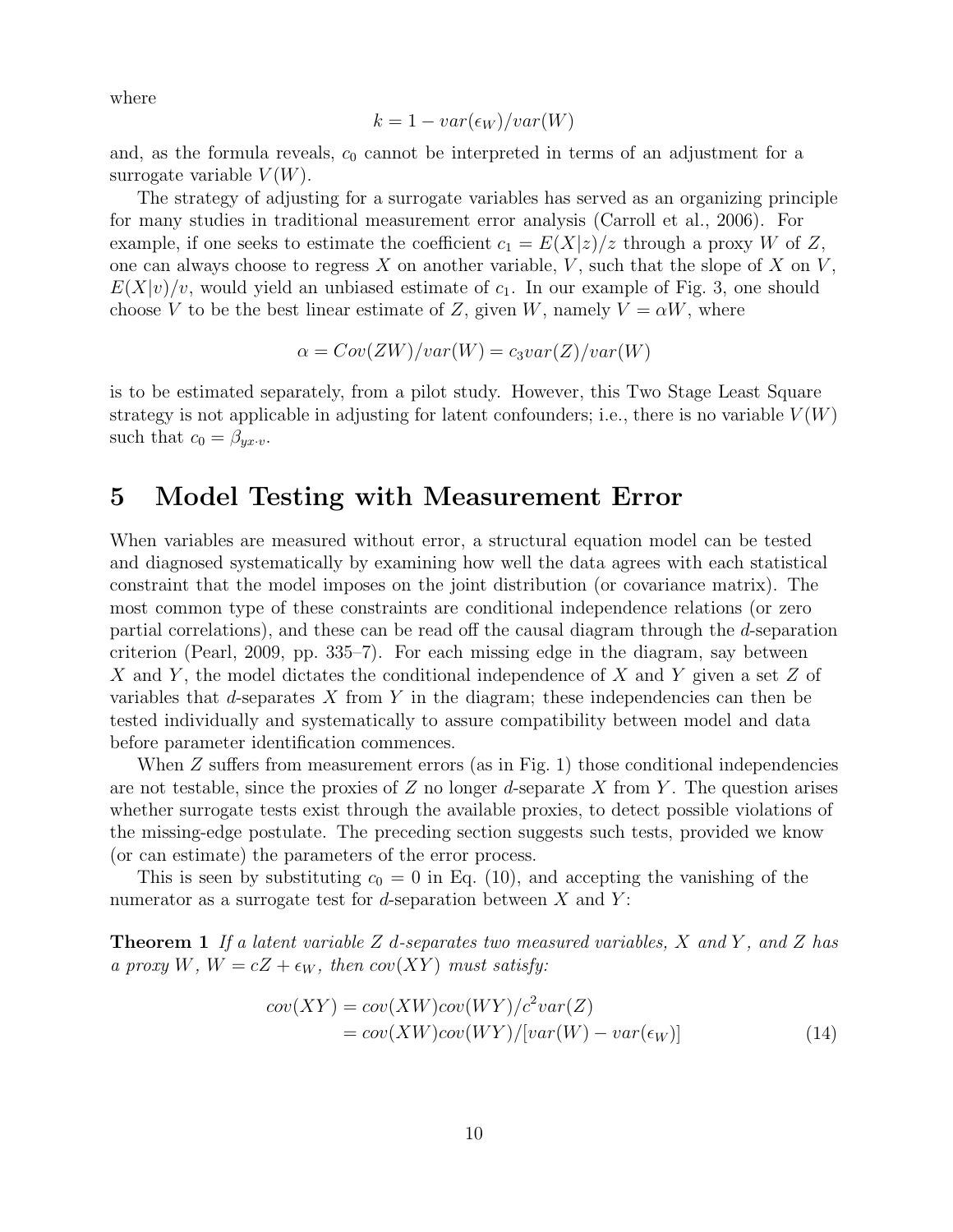where

$$k = 1 - var(\epsilon_W)/var(W)$$

and, as the formula reveals, $c_0$ cannot be interpreted in terms of an adjustment for a surrogate variable $V(W)$.

The strategy of adjusting for a surrogate variables has served as an organizing principle for many studies in traditional measurement error analysis (Carroll et al., 2006). For example, if one seeks to estimate the coefficient $c_1 = E(X|z)/z$ through a proxy $W$ of $Z$, one can always choose to regress $X$ on another variable, $V$, such that the slope of $X$ on $V$, $E(X|v)/v$, would yield an unbiased estimate of $c_1$. In our example of Fig. 3, one should choose $V$ to be the best linear estimate of $Z$, given $W$, namely $V = \alpha W$, where

$$\alpha = Cov(ZW)/var(W) = c_3 var(Z)/var(W)$$

is to be estimated separately, from a pilot study. However, this Two Stage Least Square strategy is not applicable in adjusting for latent confounders; i.e., there is no variable $V(W)$ such that $c_0 = \beta_{yx \cdot v}$.

# 5 Model Testing with Measurement Error

When variables are measured without error, a structural equation model can be tested and diagnosed systematically by examining how well the data agrees with each statistical constraint that the model imposes on the joint distribution (or covariance matrix). The most common type of these constraints are conditional independence relations (or zero partial correlations), and these can be read off the causal diagram through the *d*-separation criterion (Pearl, 2009, pp. 335–7). For each missing edge in the diagram, say between $X$ and $Y$, the model dictates the conditional independence of $X$ and $Y$ given a set $Z$ of variables that *d*-separates $X$ from $Y$ in the diagram; these independencies can then be tested individually and systematically to assure compatibility between model and data before parameter identification commences.

When $Z$ suffers from measurement errors (as in Fig. 1) those conditional independencies are not testable, since the proxies of $Z$ no longer *d*-separate $X$ from $Y$. The question arises whether surrogate tests exist through the available proxies, to detect possible violations of the missing-edge postulate. The preceding section suggests such tests, provided we know (or can estimate) the parameters of the error process.

This is seen by substituting $c_0 = 0$ in Eq. (10), and accepting the vanishing of the numerator as a surrogate test for *d*-separation between $X$ and $Y$:

**Theorem 1** *If a latent variable $Z$ d-separates two measured variables, $X$ and $Y$, and $Z$ has a proxy $W$, $W = cZ + \epsilon_W$, then $cov(XY)$ must satisfy:*

$$\begin{aligned} cov(XY) &= cov(XW)cov(WY)/c^2 var(Z) \\ &= cov(XW)cov(WY)/[var(W) - var(\epsilon_W)] \end{aligned} \tag{14}$$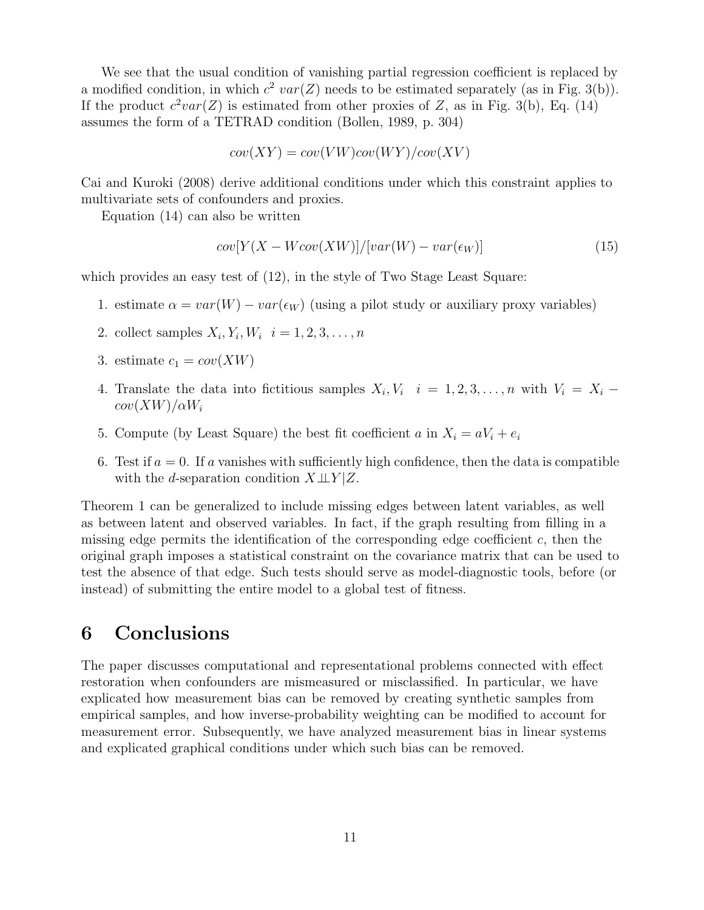We see that the usual condition of vanishing partial regression coefficient is replaced by a modified condition, in which $c^2\ var(Z)$ needs to be estimated separately (as in Fig. 3(b)). If the product $c^2 var(Z)$ is estimated from other proxies of $Z$, as in Fig. 3(b), Eq. (14) assumes the form of a TETRAD condition (Bollen, 1989, p. 304)

$$cov(XY) = cov(VW)cov(WY)/cov(XV)$$

Cai and Kuroki (2008) derive additional conditions under which this constraint applies to multivariate sets of confounders and proxies.

Equation (14) can also be written

$$cov[Y(X - Wcov(XW)]/[var(W) - var(\epsilon_W)] \tag{15}$$

which provides an easy test of (12), in the style of Two Stage Least Square:

1. estimate $\alpha = var(W) - var(\epsilon_W)$ (using a pilot study or auxiliary proxy variables)
2. collect samples $X_i, Y_i, W_i \quad i = 1, 2, 3, \ldots, n$
3. estimate $c_1 = cov(XW)$
4. Translate the data into fictitious samples $X_i, V_i \quad i = 1, 2, 3, \ldots, n$ with $V_i = X_i - cov(XW)/\alpha W_i$
5. Compute (by Least Square) the best fit coefficient $a$ in $X_i = aV_i + e_i$
6. Test if $a = 0$. If $a$ vanishes with sufficiently high confidence, then the data is compatible with the $d$-separation condition $X \perp\!\!\!\perp Y | Z$.

Theorem 1 can be generalized to include missing edges between latent variables, as well as between latent and observed variables. In fact, if the graph resulting from filling in a missing edge permits the identification of the corresponding edge coefficient $c$, then the original graph imposes a statistical constraint on the covariance matrix that can be used to test the absence of that edge. Such tests should serve as model-diagnostic tools, before (or instead) of submitting the entire model to a global test of fitness.

# 6 Conclusions

The paper discusses computational and representational problems connected with effect restoration when confounders are mismeasured or misclassified. In particular, we have explicated how measurement bias can be removed by creating synthetic samples from empirical samples, and how inverse-probability weighting can be modified to account for measurement error. Subsequently, we have analyzed measurement bias in linear systems and explicated graphical conditions under which such bias can be removed.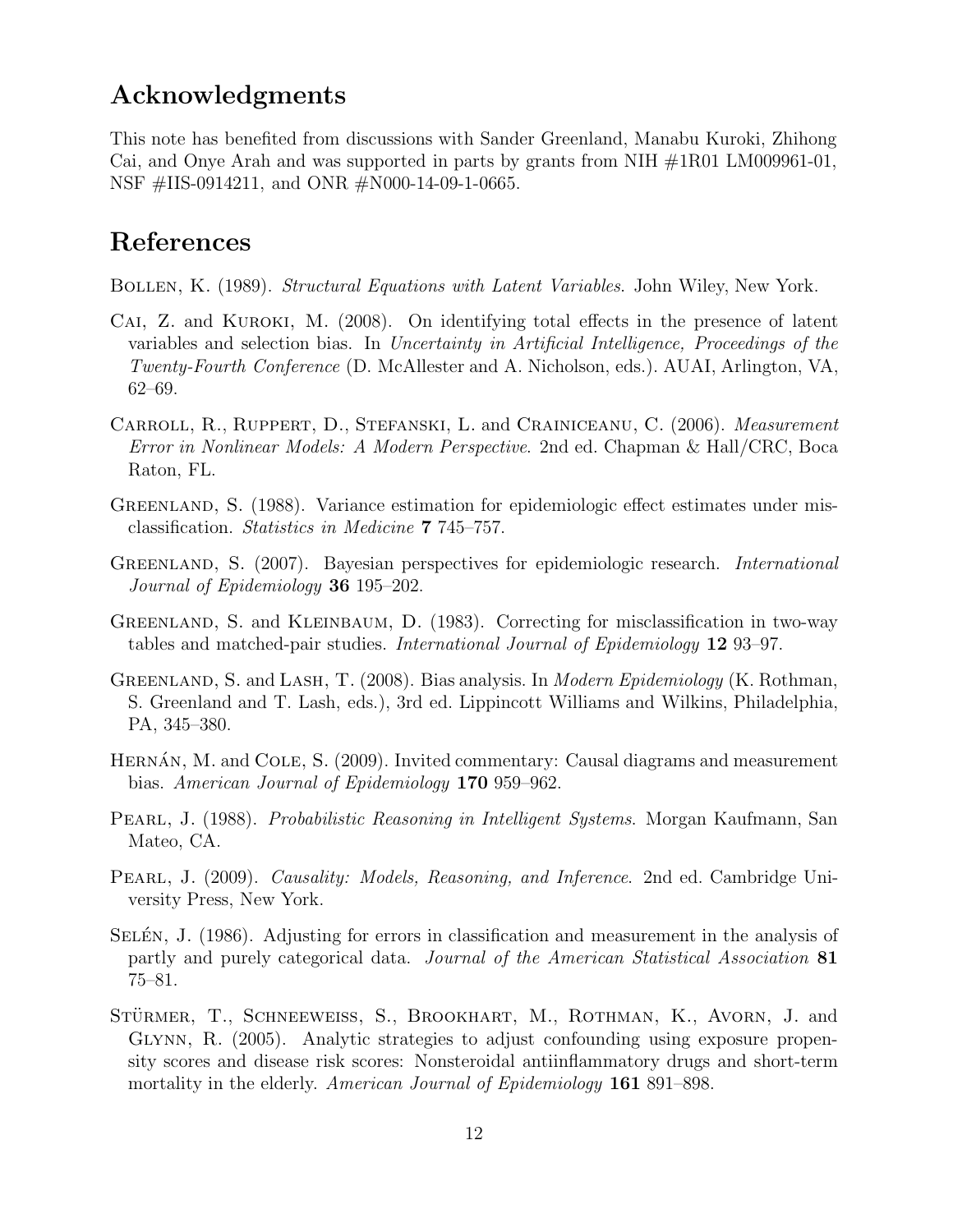## Acknowledgments

This note has benefited from discussions with Sander Greenland, Manabu Kuroki, Zhihong Cai, and Onye Arah and was supported in parts by grants from NIH #1R01 LM009961-01, NSF #IIS-0914211, and ONR #N000-14-09-1-0665.

## References

Bollen, K. (1989). *Structural Equations with Latent Variables*. John Wiley, New York.

Cai, Z. and Kuroki, M. (2008). On identifying total effects in the presence of latent variables and selection bias. In *Uncertainty in Artificial Intelligence, Proceedings of the Twenty-Fourth Conference* (D. McAllester and A. Nicholson, eds.). AUAI, Arlington, VA, 62–69.

Carroll, R., Ruppert, D., Stefanski, L. and Crainiceanu, C. (2006). *Measurement Error in Nonlinear Models: A Modern Perspective*. 2nd ed. Chapman & Hall/CRC, Boca Raton, FL.

Greenland, S. (1988). Variance estimation for epidemiologic effect estimates under misclassification. *Statistics in Medicine* **7** 745–757.

Greenland, S. (2007). Bayesian perspectives for epidemiologic research. *International Journal of Epidemiology* **36** 195–202.

Greenland, S. and Kleinbaum, D. (1983). Correcting for misclassification in two-way tables and matched-pair studies. *International Journal of Epidemiology* **12** 93–97.

Greenland, S. and Lash, T. (2008). Bias analysis. In *Modern Epidemiology* (K. Rothman, S. Greenland and T. Lash, eds.), 3rd ed. Lippincott Williams and Wilkins, Philadelphia, PA, 345–380.

Hernán, M. and Cole, S. (2009). Invited commentary: Causal diagrams and measurement bias. *American Journal of Epidemiology* **170** 959–962.

Pearl, J. (1988). *Probabilistic Reasoning in Intelligent Systems*. Morgan Kaufmann, San Mateo, CA.

Pearl, J. (2009). *Causality: Models, Reasoning, and Inference*. 2nd ed. Cambridge University Press, New York.

Selén, J. (1986). Adjusting for errors in classification and measurement in the analysis of partly and purely categorical data. *Journal of the American Statistical Association* **81** 75–81.

Stürmer, T., Schneeweiss, S., Brookhart, M., Rothman, K., Avorn, J. and Glynn, R. (2005). Analytic strategies to adjust confounding using exposure propensity scores and disease risk scores: Nonsteroidal antiinflammatory drugs and short-term mortality in the elderly. *American Journal of Epidemiology* **161** 891–898.